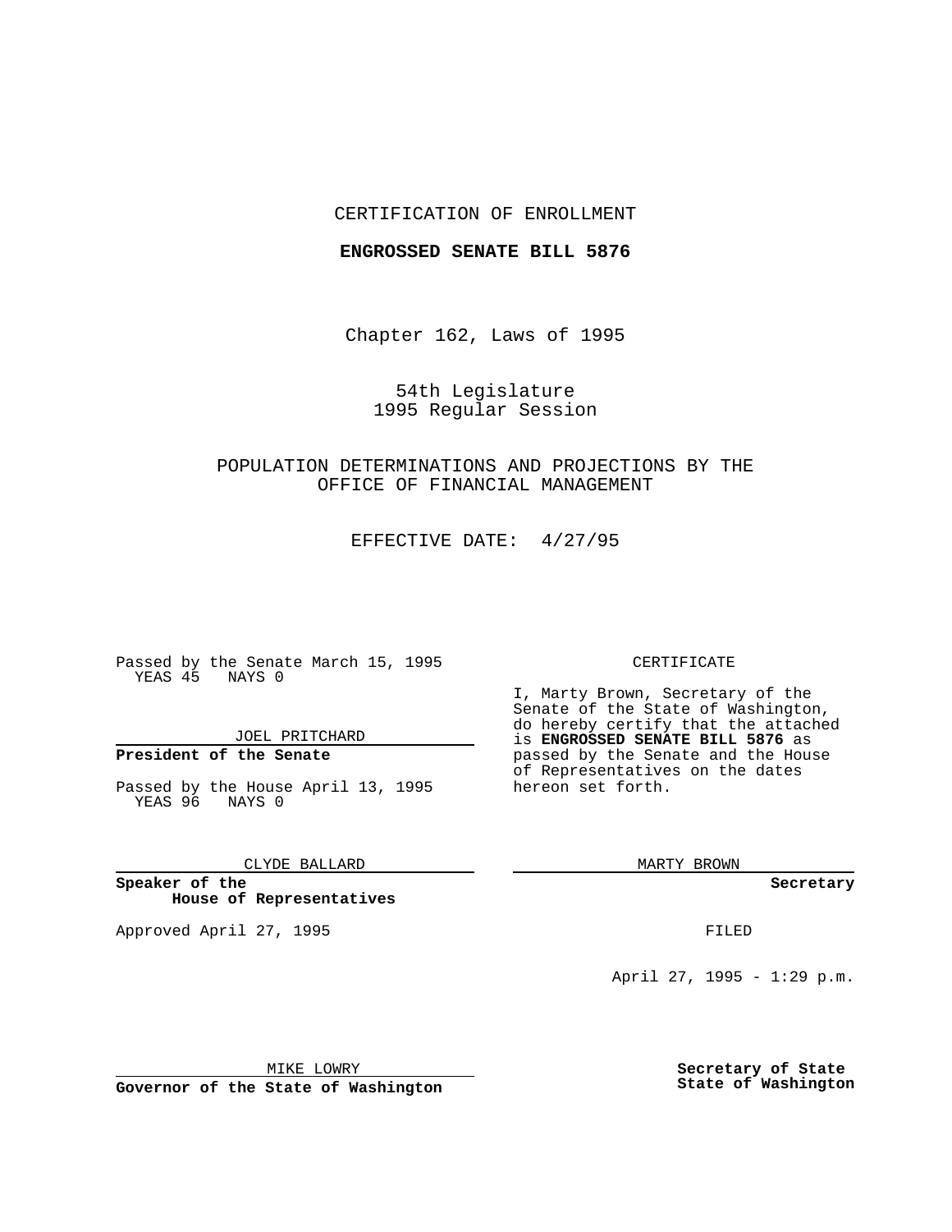CERTIFICATION OF ENROLLMENT

**ENGROSSED SENATE BILL 5876**

Chapter 162, Laws of 1995

54th Legislature
1995 Regular Session

POPULATION DETERMINATIONS AND PROJECTIONS BY THE OFFICE OF FINANCIAL MANAGEMENT

EFFECTIVE DATE: 4/27/95

Passed by the Senate March 15, 1995
YEAS 45 NAYS 0

JOEL PRITCHARD

**President of the Senate**

Passed by the House April 13, 1995
YEAS 96 NAYS 0

CLYDE BALLARD

**Speaker of the House of Representatives**

Approved April 27, 1995

MIKE LOWRY

**Governor of the State of Washington**

CERTIFICATE

I, Marty Brown, Secretary of the Senate of the State of Washington, do hereby certify that the attached is **ENGROSSED SENATE BILL 5876** as passed by the Senate and the House of Representatives on the dates hereon set forth.

MARTY BROWN

**Secretary**

FILED

April 27, 1995 - 1:29 p.m.

**Secretary of State**
**State of Washington**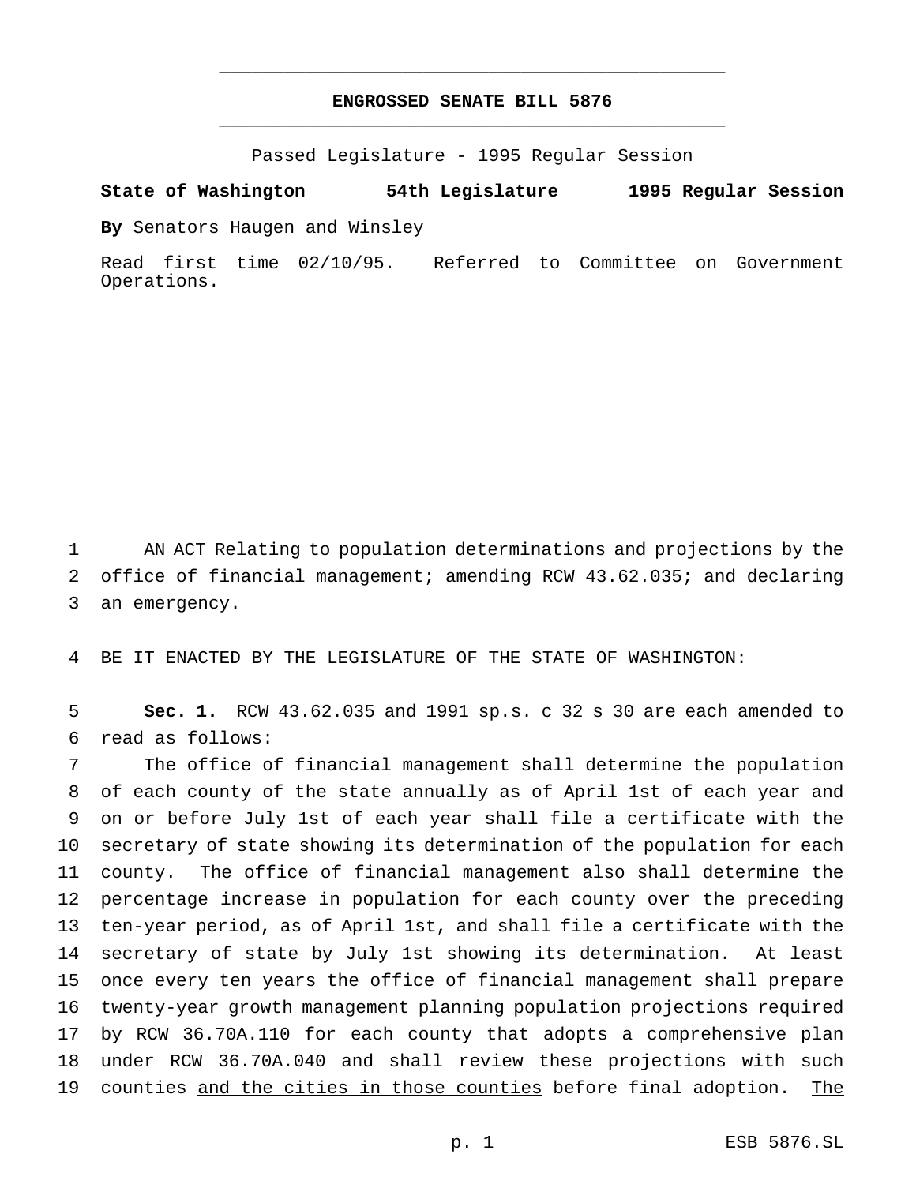**ENGROSSED SENATE BILL 5876**

Passed Legislature - 1995 Regular Session

**State of Washington 54th Legislature 1995 Regular Session**

**By** Senators Haugen and Winsley

Read first time 02/10/95. Referred to Committee on Government Operations.

AN ACT Relating to population determinations and projections by the office of financial management; amending RCW 43.62.035; and declaring an emergency.

BE IT ENACTED BY THE LEGISLATURE OF THE STATE OF WASHINGTON:

**Sec. 1.** RCW 43.62.035 and 1991 sp.s. c 32 s 30 are each amended to read as follows:

The office of financial management shall determine the population of each county of the state annually as of April 1st of each year and on or before July 1st of each year shall file a certificate with the secretary of state showing its determination of the population for each county. The office of financial management also shall determine the percentage increase in population for each county over the preceding ten-year period, as of April 1st, and shall file a certificate with the secretary of state by July 1st showing its determination. At least once every ten years the office of financial management shall prepare twenty-year growth management planning population projections required by RCW 36.70A.110 for each county that adopts a comprehensive plan under RCW 36.70A.040 and shall review these projections with such counties <u>and the cities in those counties</u> before final adoption. <u>The</u>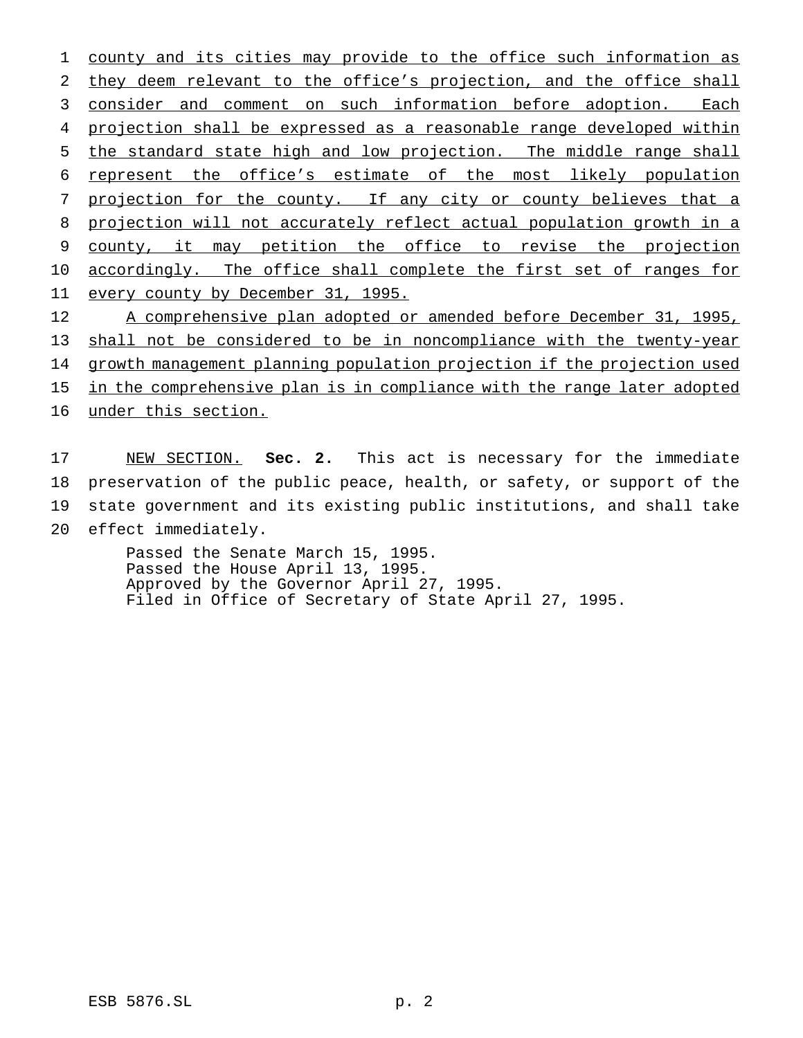county and its cities may provide to the office such information as they deem relevant to the office's projection, and the office shall consider and comment on such information before adoption. Each projection shall be expressed as a reasonable range developed within the standard state high and low projection. The middle range shall represent the office's estimate of the most likely population projection for the county. If any city or county believes that a projection will not accurately reflect actual population growth in a county, it may petition the office to revise the projection accordingly. The office shall complete the first set of ranges for every county by December 31, 1995.

A comprehensive plan adopted or amended before December 31, 1995, shall not be considered to be in noncompliance with the twenty-year growth management planning population projection if the projection used in the comprehensive plan is in compliance with the range later adopted under this section.

NEW SECTION. **Sec. 2.** This act is necessary for the immediate preservation of the public peace, health, or safety, or support of the state government and its existing public institutions, and shall take effect immediately.

Passed the Senate March 15, 1995.
Passed the House April 13, 1995.
Approved by the Governor April 27, 1995.
Filed in Office of Secretary of State April 27, 1995.